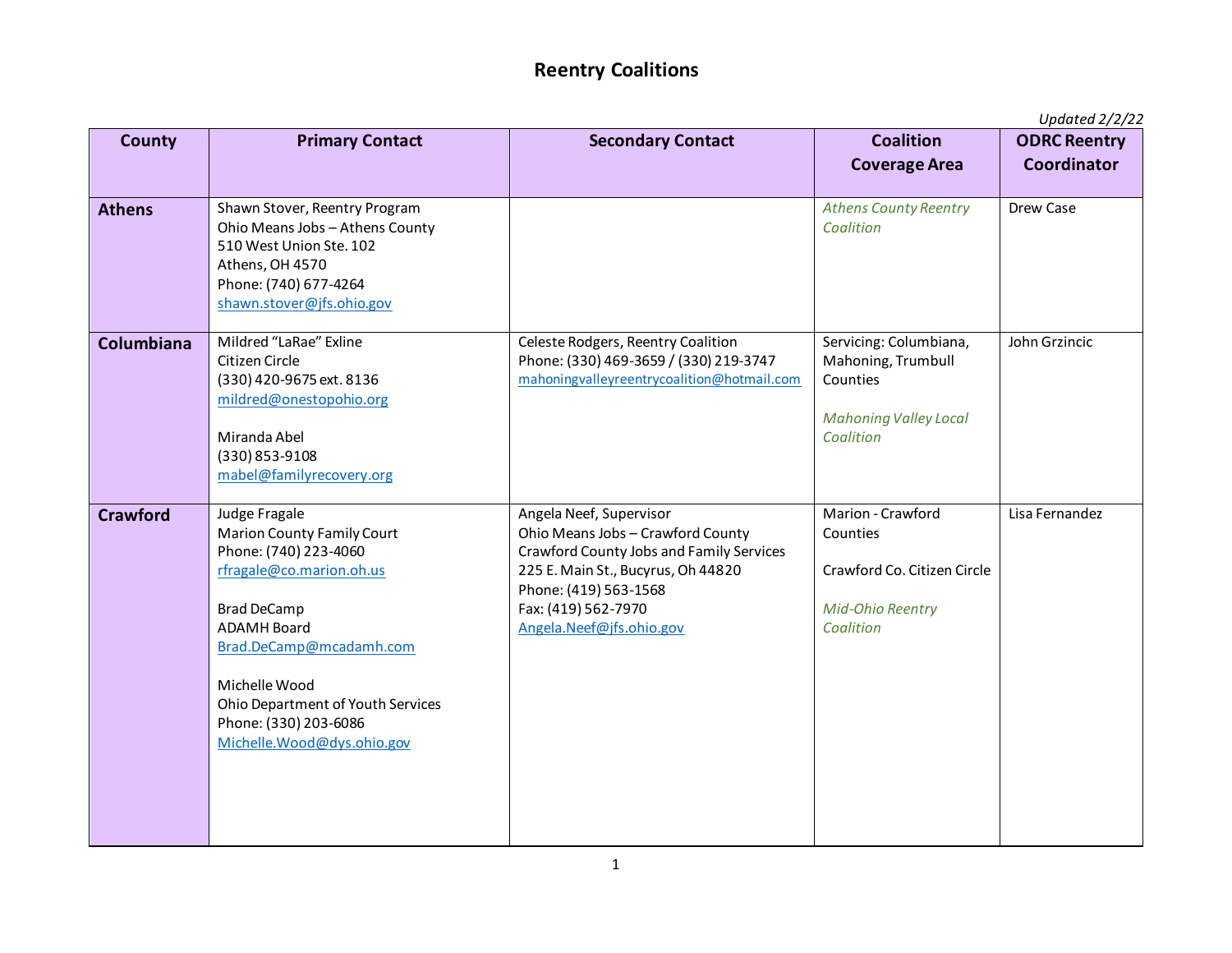# Reentry Coalitions

*Updated 2/2/22*

| County | Primary Contact | Secondary Contact | Coalition Coverage Area | ODRC Reentry Coordinator |
|---|---|---|---|---|
| **Athens** | Shawn Stover, Reentry Program<br>Ohio Means Jobs – Athens County<br>510 West Union Ste. 102<br>Athens, OH 4570<br>Phone: (740) 677-4264<br>shawn.stover@jfs.ohio.gov | | *Athens County Reentry Coalition* | Drew Case |
| **Columbiana** | Mildred "LaRae" Exline<br>Citizen Circle<br>(330) 420-9675 ext. 8136<br>mildred@onestopohio.org<br><br>Miranda Abel<br>(330) 853-9108<br>mabel@familyrecovery.org | Celeste Rodgers, Reentry Coalition<br>Phone: (330) 469-3659 / (330) 219-3747<br>mahoningvalleyreentrycoalition@hotmail.com | Servicing: Columbiana, Mahoning, Trumbull Counties<br><br>*Mahoning Valley Local Coalition* | John Grzincic |
| **Crawford** | Judge Fragale<br>Marion County Family Court<br>Phone: (740) 223-4060<br>rfragale@co.marion.oh.us<br><br>Brad DeCamp<br>ADAMH Board<br>Brad.DeCamp@mcadamh.com<br><br>Michelle Wood<br>Ohio Department of Youth Services<br>Phone: (330) 203-6086<br>Michelle.Wood@dys.ohio.gov | Angela Neef, Supervisor<br>Ohio Means Jobs – Crawford County<br>Crawford County Jobs and Family Services<br>225 E. Main St., Bucyrus, Oh 44820<br>Phone: (419) 563-1568<br>Fax: (419) 562-7970<br>Angela.Neef@jfs.ohio.gov | Marion - Crawford Counties<br><br>Crawford Co. Citizen Circle<br><br>*Mid-Ohio Reentry Coalition* | Lisa Fernandez |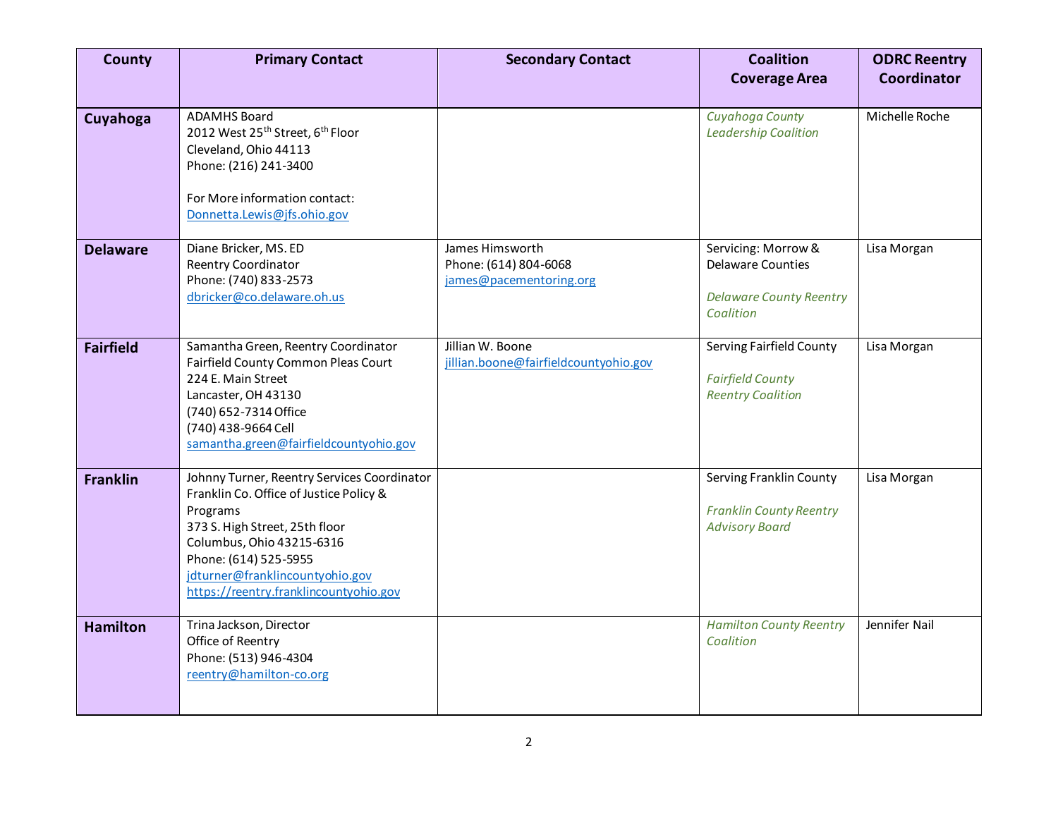| County | Primary Contact | Secondary Contact | Coalition Coverage Area | ODRC Reentry Coordinator |
|---|---|---|---|---|
| **Cuyahoga** | ADAMHS Board<br>2012 West 25th Street, 6th Floor<br>Cleveland, Ohio 44113<br>Phone: (216) 241-3400<br><br>For More information contact:<br>Donnetta.Lewis@jfs.ohio.gov | | *Cuyahoga County Leadership Coalition* | Michelle Roche |
| **Delaware** | Diane Bricker, MS. ED<br>Reentry Coordinator<br>Phone: (740) 833-2573<br>dbricker@co.delaware.oh.us | James Himsworth<br>Phone: (614) 804-6068<br>james@pacementoring.org | Servicing: Morrow & Delaware Counties<br><br>*Delaware County Reentry Coalition* | Lisa Morgan |
| **Fairfield** | Samantha Green, Reentry Coordinator<br>Fairfield County Common Pleas Court<br>224 E. Main Street<br>Lancaster, OH 43130<br>(740) 652-7314 Office<br>(740) 438-9664 Cell<br>samantha.green@fairfieldcountyohio.gov | Jillian W. Boone<br>jillian.boone@fairfieldcountyohio.gov | Serving Fairfield County<br><br>*Fairfield County Reentry Coalition* | Lisa Morgan |
| **Franklin** | Johnny Turner, Reentry Services Coordinator<br>Franklin Co. Office of Justice Policy & Programs<br>373 S. High Street, 25th floor<br>Columbus, Ohio 43215-6316<br>Phone: (614) 525-5955<br>jdturner@franklincountyohio.gov<br>https://reentry.franklincountyohio.gov | | Serving Franklin County<br><br>*Franklin County Reentry Advisory Board* | Lisa Morgan |
| **Hamilton** | Trina Jackson, Director<br>Office of Reentry<br>Phone: (513) 946-4304<br>reentry@hamilton-co.org | | *Hamilton County Reentry Coalition* | Jennifer Nail |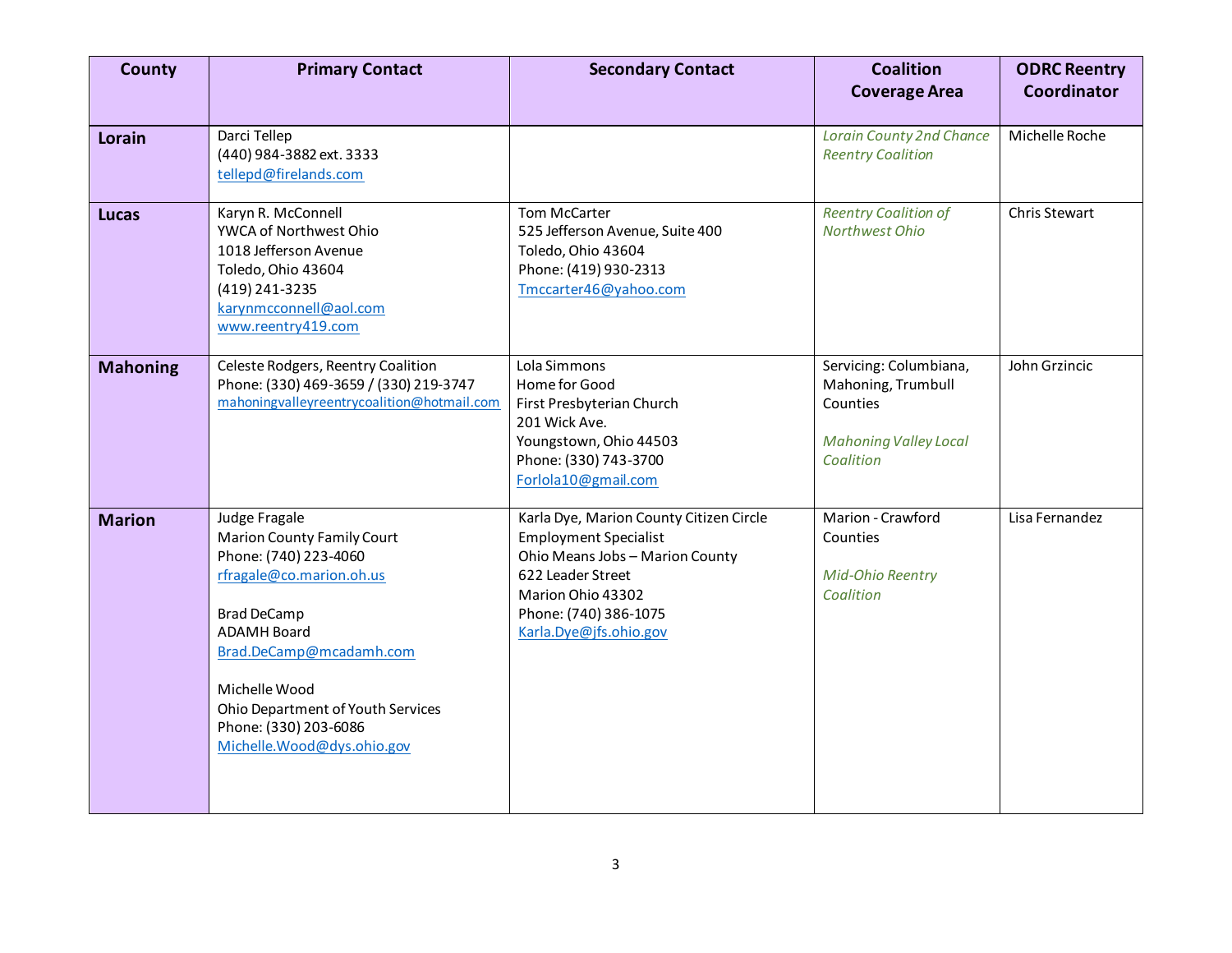| County | Primary Contact | Secondary Contact | Coalition Coverage Area | ODRC Reentry Coordinator |
|---|---|---|---|---|
| **Lorain** | Darci Tellep<br>(440) 984-3882 ext. 3333<br>tellepd@firelands.com | | *Lorain County 2nd Chance Reentry Coalition* | Michelle Roche |
| **Lucas** | Karyn R. McConnell<br>YWCA of Northwest Ohio<br>1018 Jefferson Avenue<br>Toledo, Ohio 43604<br>(419) 241-3235<br>karynmcconnell@aol.com<br>www.reentry419.com | Tom McCarter<br>525 Jefferson Avenue, Suite 400<br>Toledo, Ohio 43604<br>Phone: (419) 930-2313<br>Tmccarter46@yahoo.com | *Reentry Coalition of Northwest Ohio* | Chris Stewart |
| **Mahoning** | Celeste Rodgers, Reentry Coalition<br>Phone: (330) 469-3659 / (330) 219-3747<br>mahoningvalleyreentrycoalition@hotmail.com | Lola Simmons<br>Home for Good<br>First Presbyterian Church<br>201 Wick Ave.<br>Youngstown, Ohio 44503<br>Phone: (330) 743-3700<br>Forlola10@gmail.com | Servicing: Columbiana, Mahoning, Trumbull Counties<br><br>*Mahoning Valley Local Coalition* | John Grzincic |
| **Marion** | Judge Fragale<br>Marion County Family Court<br>Phone: (740) 223-4060<br>rfragale@co.marion.oh.us<br><br>Brad DeCamp<br>ADAMH Board<br>Brad.DeCamp@mcadamh.com<br><br>Michelle Wood<br>Ohio Department of Youth Services<br>Phone: (330) 203-6086<br>Michelle.Wood@dys.ohio.gov | Karla Dye, Marion County Citizen Circle<br>Employment Specialist<br>Ohio Means Jobs – Marion County<br>622 Leader Street<br>Marion Ohio 43302<br>Phone: (740) 386-1075<br>Karla.Dye@jfs.ohio.gov | Marion - Crawford Counties<br><br>*Mid-Ohio Reentry Coalition* | Lisa Fernandez |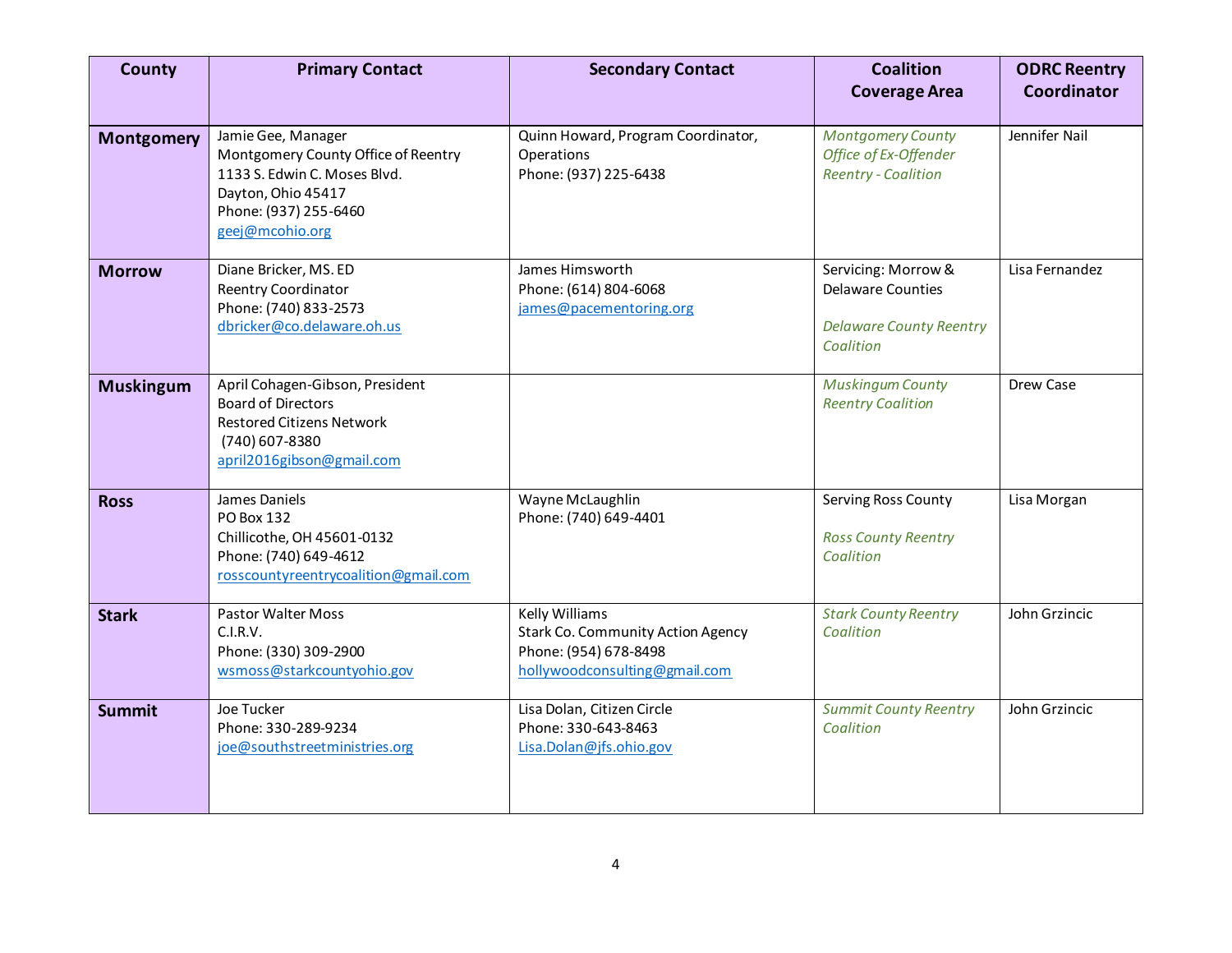| County | Primary Contact | Secondary Contact | Coalition Coverage Area | ODRC Reentry Coordinator |
|---|---|---|---|---|
| **Montgomery** | Jamie Gee, Manager<br>Montgomery County Office of Reentry<br>1133 S. Edwin C. Moses Blvd.<br>Dayton, Ohio 45417<br>Phone: (937) 255-6460<br>geej@mcohio.org | Quinn Howard, Program Coordinator, Operations<br>Phone: (937) 225-6438 | *Montgomery County Office of Ex-Offender Reentry - Coalition* | Jennifer Nail |
| **Morrow** | Diane Bricker, MS. ED<br>Reentry Coordinator<br>Phone: (740) 833-2573<br>dbricker@co.delaware.oh.us | James Himsworth<br>Phone: (614) 804-6068<br>james@pacementoring.org | Servicing: Morrow & Delaware Counties<br><br>*Delaware County Reentry Coalition* | Lisa Fernandez |
| **Muskingum** | April Cohagen-Gibson, President<br>Board of Directors<br>Restored Citizens Network<br>(740) 607-8380<br>april2016gibson@gmail.com | | *Muskingum County Reentry Coalition* | Drew Case |
| **Ross** | James Daniels<br>PO Box 132<br>Chillicothe, OH 45601-0132<br>Phone: (740) 649-4612<br>rosscountyreentrycoalition@gmail.com | Wayne McLaughlin<br>Phone: (740) 649-4401 | Serving Ross County<br><br>*Ross County Reentry Coalition* | Lisa Morgan |
| **Stark** | Pastor Walter Moss<br>C.I.R.V.<br>Phone: (330) 309-2900<br>wsmoss@starkcountyohio.gov | Kelly Williams<br>Stark Co. Community Action Agency<br>Phone: (954) 678-8498<br>hollywoodconsulting@gmail.com | *Stark County Reentry Coalition* | John Grzincic |
| **Summit** | Joe Tucker<br>Phone: 330-289-9234<br>joe@southstreetministries.org | Lisa Dolan, Citizen Circle<br>Phone: 330-643-8463<br>Lisa.Dolan@jfs.ohio.gov | *Summit County Reentry Coalition* | John Grzincic |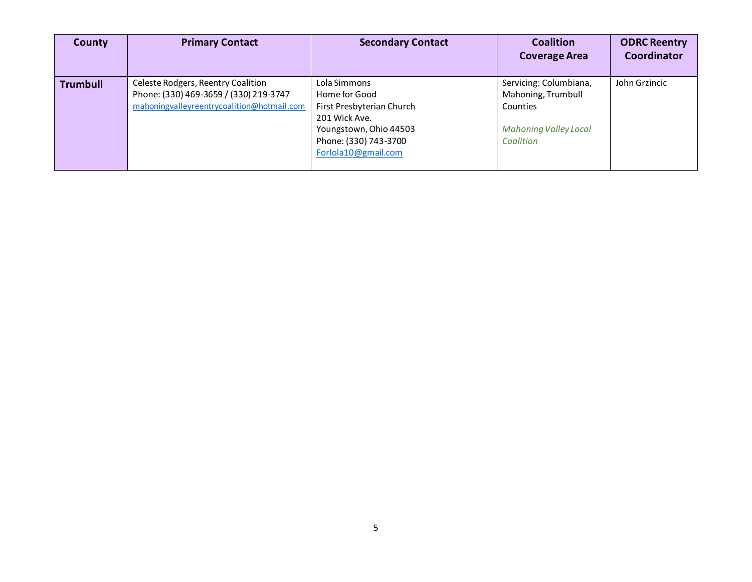| County | Primary Contact | Secondary Contact | Coalition Coverage Area | ODRC Reentry Coordinator |
|---|---|---|---|---|
| **Trumbull** | Celeste Rodgers, Reentry Coalition<br>Phone: (330) 469-3659 / (330) 219-3747<br>mahoningvalleyreentrycoalition@hotmail.com | Lola Simmons<br>Home for Good<br>First Presbyterian Church<br>201 Wick Ave.<br>Youngstown, Ohio 44503<br>Phone: (330) 743-3700<br>Forlola10@gmail.com | Servicing: Columbiana, Mahoning, Trumbull Counties<br><br>*Mahoning Valley Local Coalition* | John Grzincic |